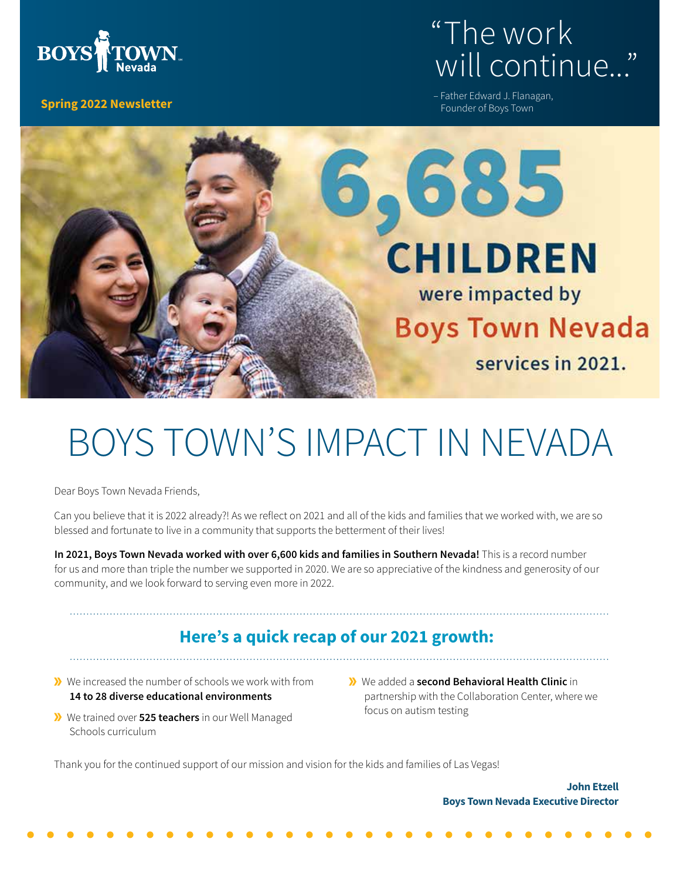BOYS TOWN Nevada

**Spring 2022 Newsletter**

"The work will continue..."

– Father Edward J. Flanagan, Founder of Boys Town

**6,685 CHILDREN** were impacted by **Boys Town Nevada** services in 2021.

# BOYS TOWN'S IMPACT IN NEVADA

Dear Boys Town Nevada Friends,

Can you believe that it is 2022 already?! As we reflect on 2021 and all of the kids and families that we worked with, we are so blessed and fortunate to live in a community that supports the betterment of their lives!

**In 2021, Boys Town Nevada worked with over 6,600 kids and families in Southern Nevada!** This is a record number for us and more than triple the number we supported in 2020. We are so appreciative of the kindness and generosity of our community, and we look forward to serving even more in 2022.

## Here's a quick recap of our 2021 growth:

- We increased the number of schools we work with from **14 to 28 diverse educational environments**
- We trained over **525 teachers** in our Well Managed Schools curriculum
- We added a **second Behavioral Health Clinic** in partnership with the Collaboration Center, where we focus on autism testing

Thank you for the continued support of our mission and vision for the kids and families of Las Vegas!

**John Etzell**
**Boys Town Nevada Executive Director**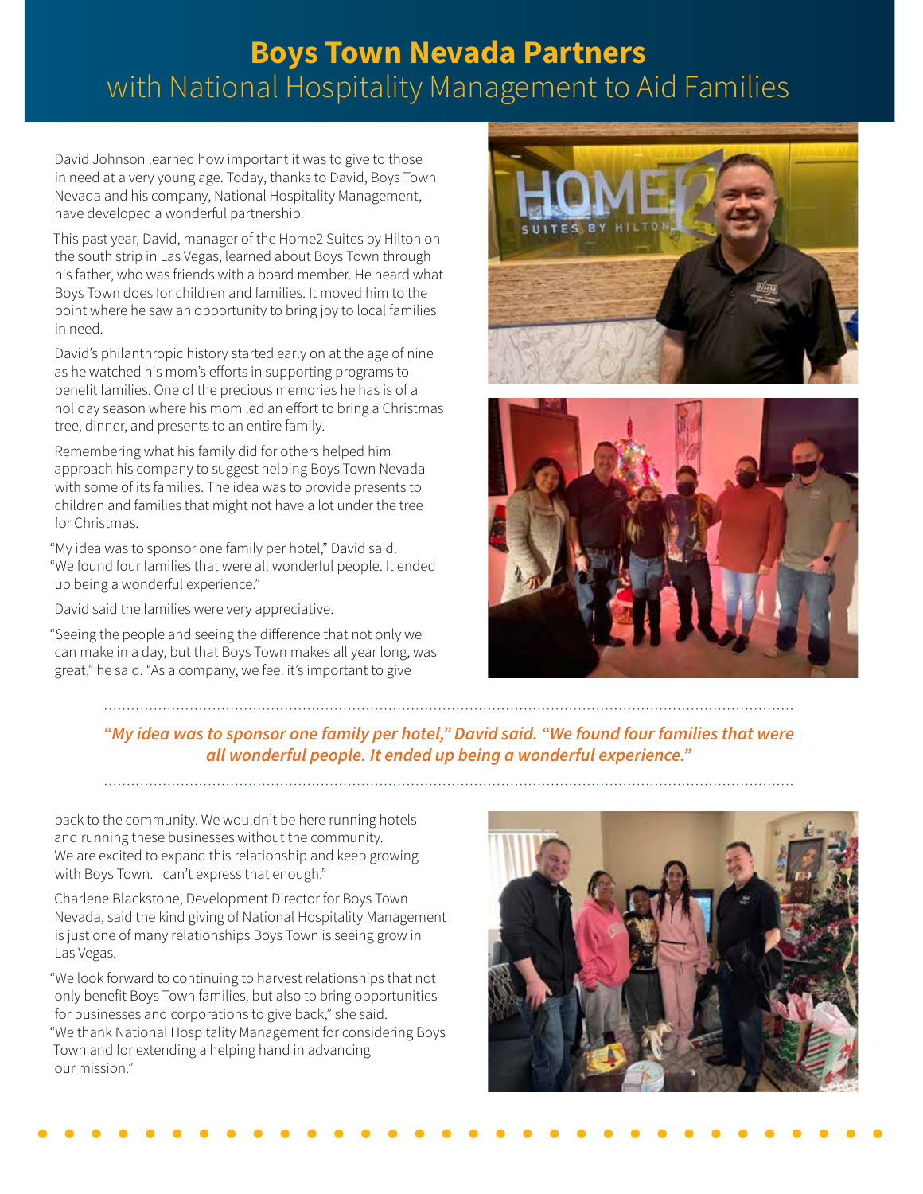# Boys Town Nevada Partners with National Hospitality Management to Aid Families

David Johnson learned how important it was to give to those in need at a very young age. Today, thanks to David, Boys Town Nevada and his company, National Hospitality Management, have developed a wonderful partnership.

This past year, David, manager of the Home2 Suites by Hilton on the south strip in Las Vegas, learned about Boys Town through his father, who was friends with a board member. He heard what Boys Town does for children and families. It moved him to the point where he saw an opportunity to bring joy to local families in need.

David's philanthropic history started early on at the age of nine as he watched his mom's efforts in supporting programs to benefit families. One of the precious memories he has is of a holiday season where his mom led an effort to bring a Christmas tree, dinner, and presents to an entire family.

Remembering what his family did for others helped him approach his company to suggest helping Boys Town Nevada with some of its families. The idea was to provide presents to children and families that might not have a lot under the tree for Christmas.

"My idea was to sponsor one family per hotel," David said. "We found four families that were all wonderful people. It ended up being a wonderful experience."

David said the families were very appreciative.

"Seeing the people and seeing the difference that not only we can make in a day, but that Boys Town makes all year long, was great," he said. "As a company, we feel it's important to give back to the community. We wouldn't be here running hotels and running these businesses without the community. We are excited to expand this relationship and keep growing with Boys Town. I can't express that enough."

***"My idea was to sponsor one family per hotel," David said. "We found four families that were all wonderful people. It ended up being a wonderful experience."***

Charlene Blackstone, Development Director for Boys Town Nevada, said the kind giving of National Hospitality Management is just one of many relationships Boys Town is seeing grow in Las Vegas.

"We look forward to continuing to harvest relationships that not only benefit Boys Town families, but also to bring opportunities for businesses and corporations to give back," she said. "We thank National Hospitality Management for considering Boys Town and for extending a helping hand in advancing our mission."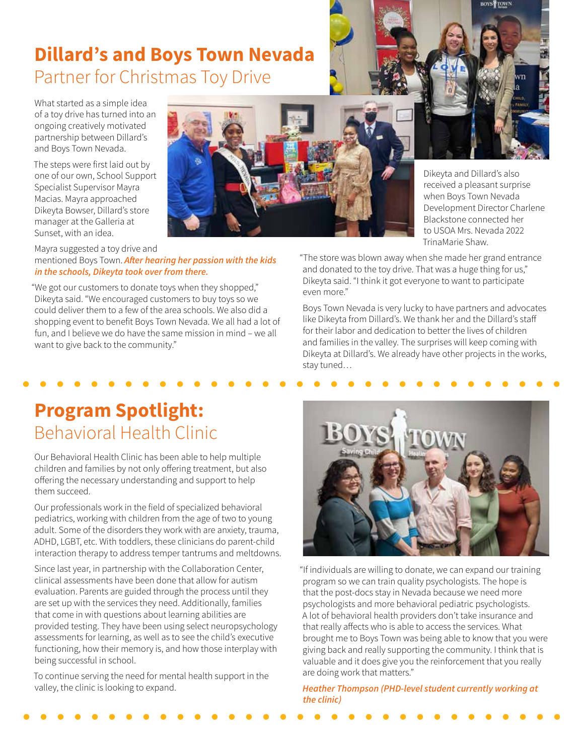# Dillard's and Boys Town Nevada Partner for Christmas Toy Drive

What started as a simple idea of a toy drive has turned into an ongoing creatively motivated partnership between Dillard's and Boys Town Nevada.

The steps were first laid out by one of our own, School Support Specialist Supervisor Mayra Macias. Mayra approached Dikeyta Bowser, Dillard's store manager at the Galleria at Sunset, with an idea.

Mayra suggested a toy drive and mentioned Boys Town. ***After hearing her passion with the kids in the schools, Dikeyta took over from there.***

"We got our customers to donate toys when they shopped," Dikeyta said. "We encouraged customers to buy toys so we could deliver them to a few of the area schools. We also did a shopping event to benefit Boys Town Nevada. We all had a lot of fun, and I believe we do have the same mission in mind – we all want to give back to the community."

Dikeyta and Dillard's also received a pleasant surprise when Boys Town Nevada Development Director Charlene Blackstone connected her to USOA Mrs. Nevada 2022 TrinaMarie Shaw.

"The store was blown away when she made her grand entrance and donated to the toy drive. That was a huge thing for us," Dikeyta said. "I think it got everyone to want to participate even more."

Boys Town Nevada is very lucky to have partners and advocates like Dikeyta from Dillard's. We thank her and the Dillard's staff for their labor and dedication to better the lives of children and families in the valley. The surprises will keep coming with Dikeyta at Dillard's. We already have other projects in the works, stay tuned…

# Program Spotlight: Behavioral Health Clinic

Our Behavioral Health Clinic has been able to help multiple children and families by not only offering treatment, but also offering the necessary understanding and support to help them succeed.

Our professionals work in the field of specialized behavioral pediatrics, working with children from the age of two to young adult. Some of the disorders they work with are anxiety, trauma, ADHD, LGBT, etc. With toddlers, these clinicians do parent-child interaction therapy to address temper tantrums and meltdowns.

Since last year, in partnership with the Collaboration Center, clinical assessments have been done that allow for autism evaluation. Parents are guided through the process until they are set up with the services they need. Additionally, families that come in with questions about learning abilities are provided testing. They have been using select neuropsychology assessments for learning, as well as to see the child's executive functioning, how their memory is, and how those interplay with being successful in school.

To continue serving the need for mental health support in the valley, the clinic is looking to expand.

"If individuals are willing to donate, we can expand our training program so we can train quality psychologists. The hope is that the post-docs stay in Nevada because we need more psychologists and more behavioral pediatric psychologists. A lot of behavioral health providers don't take insurance and that really affects who is able to access the services. What brought me to Boys Town was being able to know that you were giving back and really supporting the community. I think that is valuable and it does give you the reinforcement that you really are doing work that matters."

***Heather Thompson (PHD-level student currently working at the clinic)***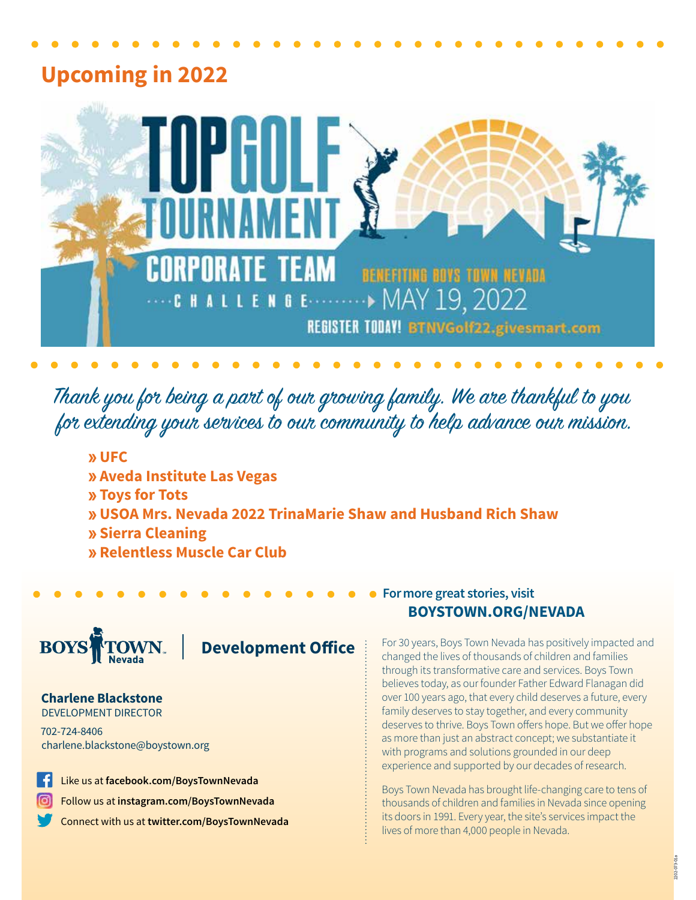## Upcoming in 2022

TOPGOLF TOURNAMENT

CORPORATE TEAM CHALLENGE

BENEFITING BOYS TOWN NEVADA

MAY 19, 2022

REGISTER TODAY! BTNVGolf22.givesmart.com

*Thank you for being a part of our growing family. We are thankful to you for extending your services to our community to help advance our mission.*

- **» UFC**
- **» Aveda Institute Las Vegas**
- **» Toys for Tots**
- **» USOA Mrs. Nevada 2022 TrinaMarie Shaw and Husband Rich Shaw**
- **» Sierra Cleaning**
- **» Relentless Muscle Car Club**

**For more great stories, visit BOYSTOWN.ORG/NEVADA**

BOYS TOWN Nevada | **Development Office**

**Charlene Blackstone**
DEVELOPMENT DIRECTOR

702-724-8406
charlene.blackstone@boystown.org

Like us at **facebook.com/BoysTownNevada**

Follow us at **instagram.com/BoysTownNevada**

Connect with us at **twitter.com/BoysTownNevada**

For 30 years, Boys Town Nevada has positively impacted and changed the lives of thousands of children and families through its transformative care and services. Boys Town believes today, as our founder Father Edward Flanagan did over 100 years ago, that every child deserves a future, every family deserves to stay together, and every community deserves to thrive. Boys Town offers hope. But we offer hope as more than just an abstract concept; we substantiate it with programs and solutions grounded in our deep experience and supported by our decades of research.

Boys Town Nevada has brought life-changing care to tens of thousands of children and families in Nevada since opening its doors in 1991. Every year, the site's services impact the lives of more than 4,000 people in Nevada.